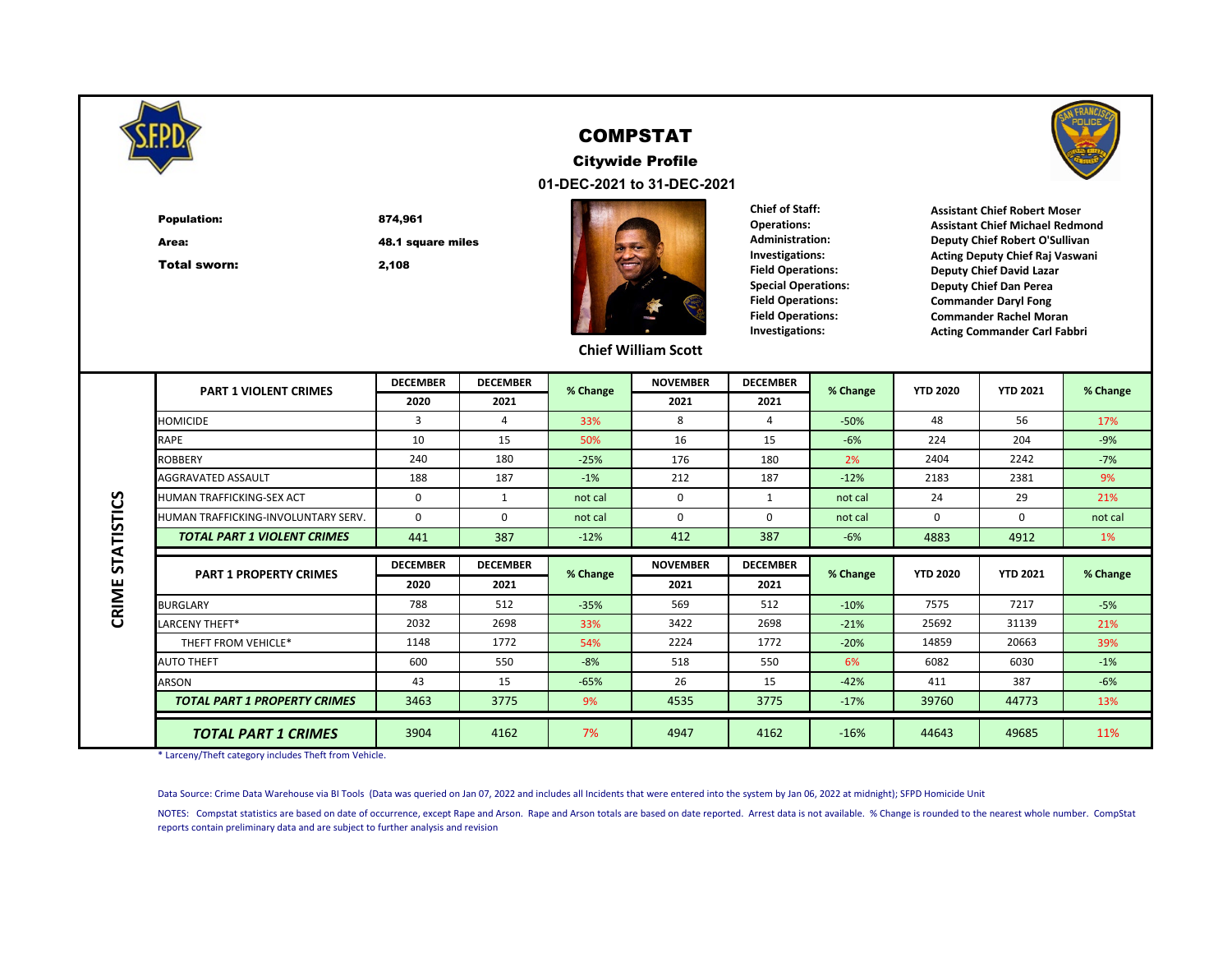# COMPSTAT

## Citywide Profile

### 01-DEC-2021 to 31-DEC-2021

**Population:** 874,961

**Area:** 48.1 square miles

**Total sworn:** 2,108

**Chief William Scott**

| | |
|---|---|
| **Chief of Staff:** | **Assistant Chief Robert Moser** |
| **Operations:** | **Assistant Chief Michael Redmond** |
| **Administration:** | **Deputy Chief Robert O'Sullivan** |
| **Investigations:** | **Acting Deputy Chief Raj Vaswani** |
| **Field Operations:** | **Deputy Chief David Lazar** |
| **Special Operations:** | **Deputy Chief Dan Perea** |
| **Field Operations:** | **Commander Daryl Fong** |
| **Field Operations:** | **Commander Rachel Moran** |
| **Investigations:** | **Acting Commander Carl Fabbri** |

## CRIME STATISTICS

| PART 1 VIOLENT CRIMES | DECEMBER 2020 | DECEMBER 2021 | % Change | NOVEMBER 2021 | DECEMBER 2021 | % Change | YTD 2020 | YTD 2021 | % Change |
|---|---|---|---|---|---|---|---|---|---|
| HOMICIDE | 3 | 4 | 33% | 8 | 4 | -50% | 48 | 56 | 17% |
| RAPE | 10 | 15 | 50% | 16 | 15 | -6% | 224 | 204 | -9% |
| ROBBERY | 240 | 180 | -25% | 176 | 180 | 2% | 2404 | 2242 | -7% |
| AGGRAVATED ASSAULT | 188 | 187 | -1% | 212 | 187 | -12% | 2183 | 2381 | 9% |
| HUMAN TRAFFICKING-SEX ACT | 0 | 1 | not cal | 0 | 1 | not cal | 24 | 29 | 21% |
| HUMAN TRAFFICKING-INVOLUNTARY SERV. | 0 | 0 | not cal | 0 | 0 | not cal | 0 | 0 | not cal |
| ***TOTAL PART 1 VIOLENT CRIMES*** | 441 | 387 | -12% | 412 | 387 | -6% | 4883 | 4912 | 1% |

| PART 1 PROPERTY CRIMES | DECEMBER 2020 | DECEMBER 2021 | % Change | NOVEMBER 2021 | DECEMBER 2021 | % Change | YTD 2020 | YTD 2021 | % Change |
|---|---|---|---|---|---|---|---|---|---|
| BURGLARY | 788 | 512 | -35% | 569 | 512 | -10% | 7575 | 7217 | -5% |
| LARCENY THEFT* | 2032 | 2698 | 33% | 3422 | 2698 | -21% | 25692 | 31139 | 21% |
| THEFT FROM VEHICLE* | 1148 | 1772 | 54% | 2224 | 1772 | -20% | 14859 | 20663 | 39% |
| AUTO THEFT | 600 | 550 | -8% | 518 | 550 | 6% | 6082 | 6030 | -1% |
| ARSON | 43 | 15 | -65% | 26 | 15 | -42% | 411 | 387 | -6% |
| ***TOTAL PART 1 PROPERTY CRIMES*** | 3463 | 3775 | 9% | 4535 | 3775 | -17% | 39760 | 44773 | 13% |
| ***TOTAL PART 1 CRIMES*** | 3904 | 4162 | 7% | 4947 | 4162 | -16% | 44643 | 49685 | 11% |

\* Larceny/Theft category includes Theft from Vehicle.

Data Source: Crime Data Warehouse via BI Tools (Data was queried on Jan 07, 2022 and includes all Incidents that were entered into the system by Jan 06, 2022 at midnight); SFPD Homicide Unit

NOTES: Compstat statistics are based on date of occurrence, except Rape and Arson. Rape and Arson totals are based on date reported. Arrest data is not available. % Change is rounded to the nearest whole number. CompStat reports contain preliminary data and are subject to further analysis and revision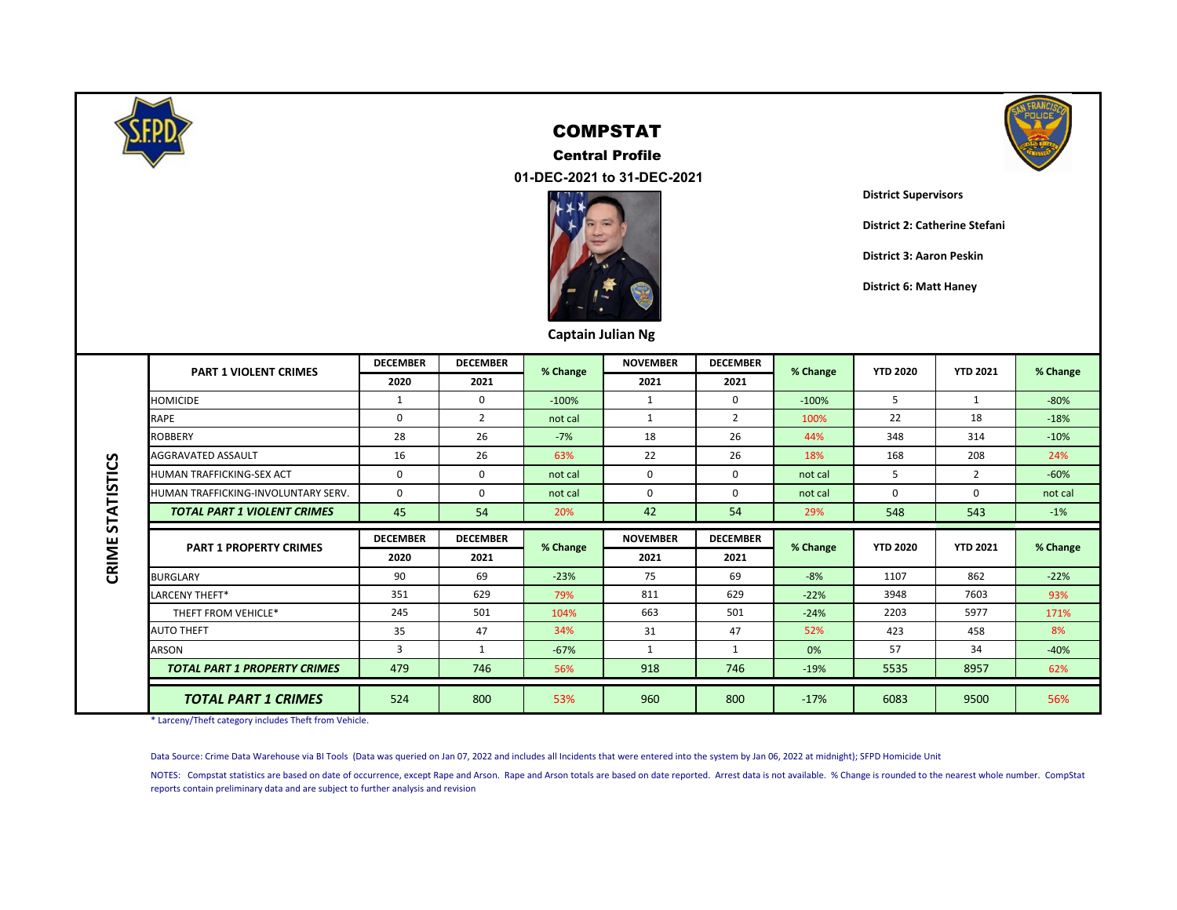# COMPSTAT

## Central Profile

### 01-DEC-2021 to 31-DEC-2021

Captain Julian Ng

**District Supervisors**

**District 2: Catherine Stefani**

**District 3: Aaron Peskin**

**District 6: Matt Haney**

## CRIME STATISTICS

| PART 1 VIOLENT CRIMES | DECEMBER 2020 | DECEMBER 2021 | % Change | NOVEMBER 2021 | DECEMBER 2021 | % Change | YTD 2020 | YTD 2021 | % Change |
|---|---|---|---|---|---|---|---|---|---|
| HOMICIDE | 1 | 0 | -100% | 1 | 0 | -100% | 5 | 1 | -80% |
| RAPE | 0 | 2 | not cal | 1 | 2 | 100% | 22 | 18 | -18% |
| ROBBERY | 28 | 26 | -7% | 18 | 26 | 44% | 348 | 314 | -10% |
| AGGRAVATED ASSAULT | 16 | 26 | 63% | 22 | 26 | 18% | 168 | 208 | 24% |
| HUMAN TRAFFICKING-SEX ACT | 0 | 0 | not cal | 0 | 0 | not cal | 5 | 2 | -60% |
| HUMAN TRAFFICKING-INVOLUNTARY SERV. | 0 | 0 | not cal | 0 | 0 | not cal | 0 | 0 | not cal |
| ***TOTAL PART 1 VIOLENT CRIMES*** | 45 | 54 | 20% | 42 | 54 | 29% | 548 | 543 | -1% |

| PART 1 PROPERTY CRIMES | DECEMBER 2020 | DECEMBER 2021 | % Change | NOVEMBER 2021 | DECEMBER 2021 | % Change | YTD 2020 | YTD 2021 | % Change |
|---|---|---|---|---|---|---|---|---|---|
| BURGLARY | 90 | 69 | -23% | 75 | 69 | -8% | 1107 | 862 | -22% |
| LARCENY THEFT* | 351 | 629 | 79% | 811 | 629 | -22% | 3948 | 7603 | 93% |
| THEFT FROM VEHICLE* | 245 | 501 | 104% | 663 | 501 | -24% | 2203 | 5977 | 171% |
| AUTO THEFT | 35 | 47 | 34% | 31 | 47 | 52% | 423 | 458 | 8% |
| ARSON | 3 | 1 | -67% | 1 | 1 | 0% | 57 | 34 | -40% |
| ***TOTAL PART 1 PROPERTY CRIMES*** | 479 | 746 | 56% | 918 | 746 | -19% | 5535 | 8957 | 62% |
| ***TOTAL PART 1 CRIMES*** | 524 | 800 | 53% | 960 | 800 | -17% | 6083 | 9500 | 56% |

* Larceny/Theft category includes Theft from Vehicle.

Data Source: Crime Data Warehouse via BI Tools (Data was queried on Jan 07, 2022 and includes all Incidents that were entered into the system by Jan 06, 2022 at midnight); SFPD Homicide Unit

NOTES: Compstat statistics are based on date of occurrence, except Rape and Arson. Rape and Arson totals are based on date reported. Arrest data is not available. % Change is rounded to the nearest whole number. CompStat reports contain preliminary data and are subject to further analysis and revision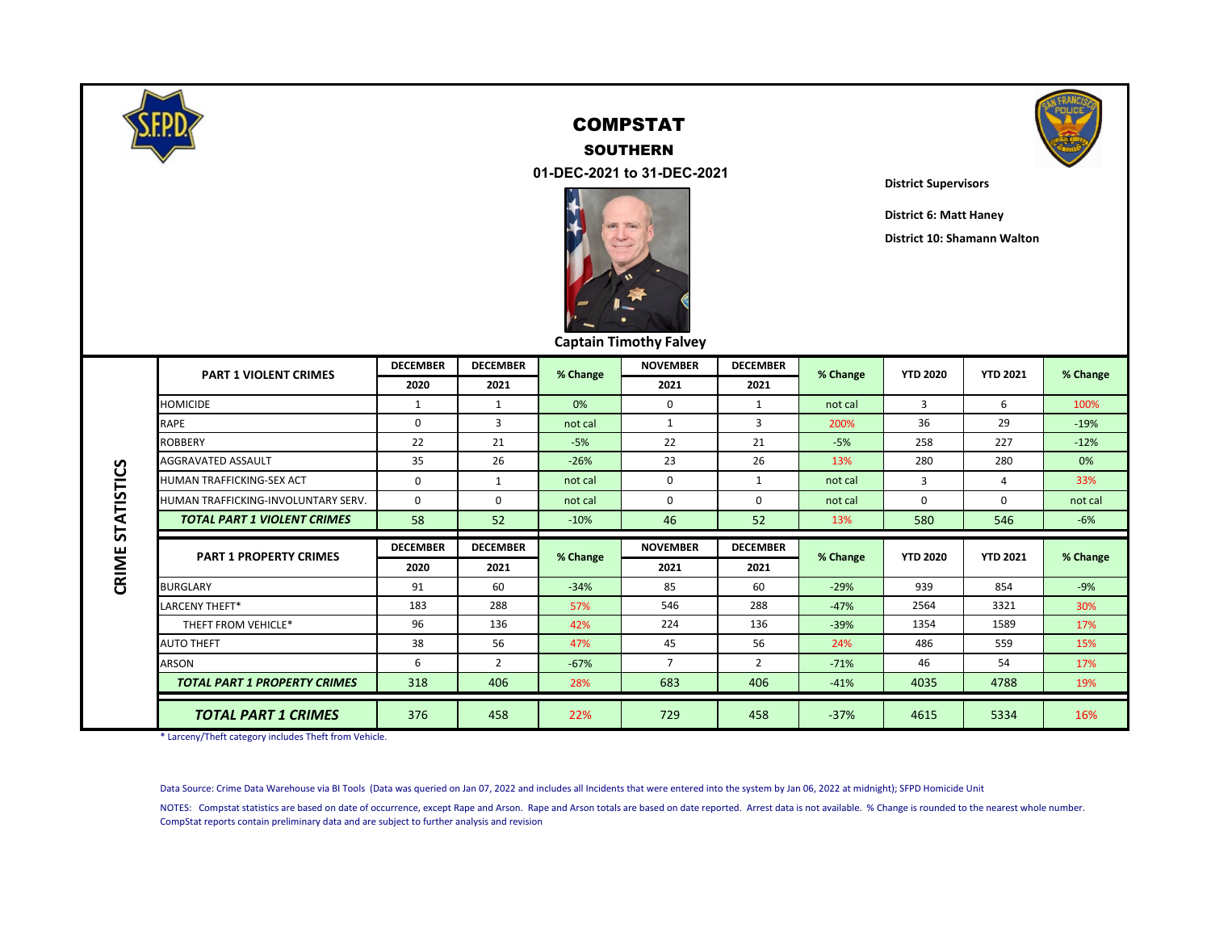# COMPSTAT

## SOUTHERN

### 01-DEC-2021 to 31-DEC-2021

Captain Timothy Falvey

**District Supervisors**

**District 6: Matt Haney**

**District 10: Shamann Walton**

## CRIME STATISTICS

| PART 1 VIOLENT CRIMES | DECEMBER 2020 | DECEMBER 2021 | % Change | NOVEMBER 2021 | DECEMBER 2021 | % Change | YTD 2020 | YTD 2021 | % Change |
|---|---|---|---|---|---|---|---|---|---|
| HOMICIDE | 1 | 1 | 0% | 0 | 1 | not cal | 3 | 6 | 100% |
| RAPE | 0 | 3 | not cal | 1 | 3 | 200% | 36 | 29 | -19% |
| ROBBERY | 22 | 21 | -5% | 22 | 21 | -5% | 258 | 227 | -12% |
| AGGRAVATED ASSAULT | 35 | 26 | -26% | 23 | 26 | 13% | 280 | 280 | 0% |
| HUMAN TRAFFICKING-SEX ACT | 0 | 1 | not cal | 0 | 1 | not cal | 3 | 4 | 33% |
| HUMAN TRAFFICKING-INVOLUNTARY SERV. | 0 | 0 | not cal | 0 | 0 | not cal | 0 | 0 | not cal |
| ***TOTAL PART 1 VIOLENT CRIMES*** | 58 | 52 | -10% | 46 | 52 | 13% | 580 | 546 | -6% |

| PART 1 PROPERTY CRIMES | DECEMBER 2020 | DECEMBER 2021 | % Change | NOVEMBER 2021 | DECEMBER 2021 | % Change | YTD 2020 | YTD 2021 | % Change |
|---|---|---|---|---|---|---|---|---|---|
| BURGLARY | 91 | 60 | -34% | 85 | 60 | -29% | 939 | 854 | -9% |
| LARCENY THEFT* | 183 | 288 | 57% | 546 | 288 | -47% | 2564 | 3321 | 30% |
| THEFT FROM VEHICLE* | 96 | 136 | 42% | 224 | 136 | -39% | 1354 | 1589 | 17% |
| AUTO THEFT | 38 | 56 | 47% | 45 | 56 | 24% | 486 | 559 | 15% |
| ARSON | 6 | 2 | -67% | 7 | 2 | -71% | 46 | 54 | 17% |
| ***TOTAL PART 1 PROPERTY CRIMES*** | 318 | 406 | 28% | 683 | 406 | -41% | 4035 | 4788 | 19% |
| ***TOTAL PART 1 CRIMES*** | 376 | 458 | 22% | 729 | 458 | -37% | 4615 | 5334 | 16% |

\* Larceny/Theft category includes Theft from Vehicle.

Data Source: Crime Data Warehouse via BI Tools (Data was queried on Jan 07, 2022 and includes all Incidents that were entered into the system by Jan 06, 2022 at midnight); SFPD Homicide Unit

NOTES: Compstat statistics are based on date of occurrence, except Rape and Arson. Rape and Arson totals are based on date reported. Arrest data is not available. % Change is rounded to the nearest whole number. CompStat reports contain preliminary data and are subject to further analysis and revision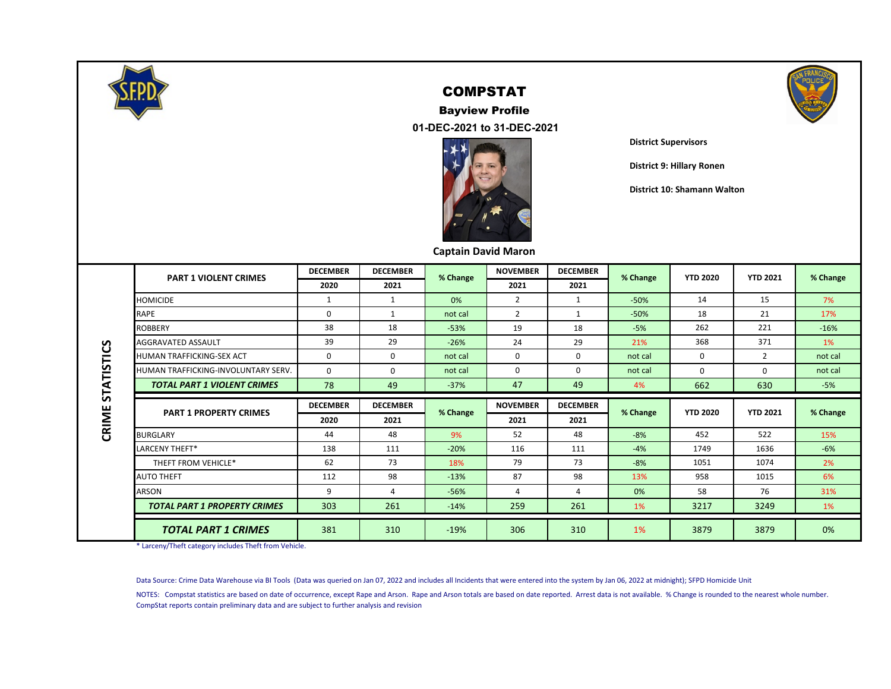# COMPSTAT

## Bayview Profile

### 01-DEC-2021 to 31-DEC-2021

Captain David Maron

**District Supervisors**

**District 9: Hillary Ronen**

**District 10: Shamann Walton**

**CRIME STATISTICS**

| PART 1 VIOLENT CRIMES | DECEMBER 2020 | DECEMBER 2021 | % Change | NOVEMBER 2021 | DECEMBER 2021 | % Change | YTD 2020 | YTD 2021 | % Change |
|---|---|---|---|---|---|---|---|---|---|
| HOMICIDE | 1 | 1 | 0% | 2 | 1 | -50% | 14 | 15 | 7% |
| RAPE | 0 | 1 | not cal | 2 | 1 | -50% | 18 | 21 | 17% |
| ROBBERY | 38 | 18 | -53% | 19 | 18 | -5% | 262 | 221 | -16% |
| AGGRAVATED ASSAULT | 39 | 29 | -26% | 24 | 29 | 21% | 368 | 371 | 1% |
| HUMAN TRAFFICKING-SEX ACT | 0 | 0 | not cal | 0 | 0 | not cal | 0 | 2 | not cal |
| HUMAN TRAFFICKING-INVOLUNTARY SERV. | 0 | 0 | not cal | 0 | 0 | not cal | 0 | 0 | not cal |
| ***TOTAL PART 1 VIOLENT CRIMES*** | 78 | 49 | -37% | 47 | 49 | 4% | 662 | 630 | -5% |

| PART 1 PROPERTY CRIMES | DECEMBER 2020 | DECEMBER 2021 | % Change | NOVEMBER 2021 | DECEMBER 2021 | % Change | YTD 2020 | YTD 2021 | % Change |
|---|---|---|---|---|---|---|---|---|---|
| BURGLARY | 44 | 48 | 9% | 52 | 48 | -8% | 452 | 522 | 15% |
| LARCENY THEFT* | 138 | 111 | -20% | 116 | 111 | -4% | 1749 | 1636 | -6% |
| THEFT FROM VEHICLE* | 62 | 73 | 18% | 79 | 73 | -8% | 1051 | 1074 | 2% |
| AUTO THEFT | 112 | 98 | -13% | 87 | 98 | 13% | 958 | 1015 | 6% |
| ARSON | 9 | 4 | -56% | 4 | 4 | 0% | 58 | 76 | 31% |
| ***TOTAL PART 1 PROPERTY CRIMES*** | 303 | 261 | -14% | 259 | 261 | 1% | 3217 | 3249 | 1% |
| ***TOTAL PART 1 CRIMES*** | 381 | 310 | -19% | 306 | 310 | 1% | 3879 | 3879 | 0% |

* Larceny/Theft category includes Theft from Vehicle.

Data Source: Crime Data Warehouse via BI Tools (Data was queried on Jan 07, 2022 and includes all Incidents that were entered into the system by Jan 06, 2022 at midnight); SFPD Homicide Unit

NOTES: Compstat statistics are based on date of occurrence, except Rape and Arson. Rape and Arson totals are based on date reported. Arrest data is not available. % Change is rounded to the nearest whole number. CompStat reports contain preliminary data and are subject to further analysis and revision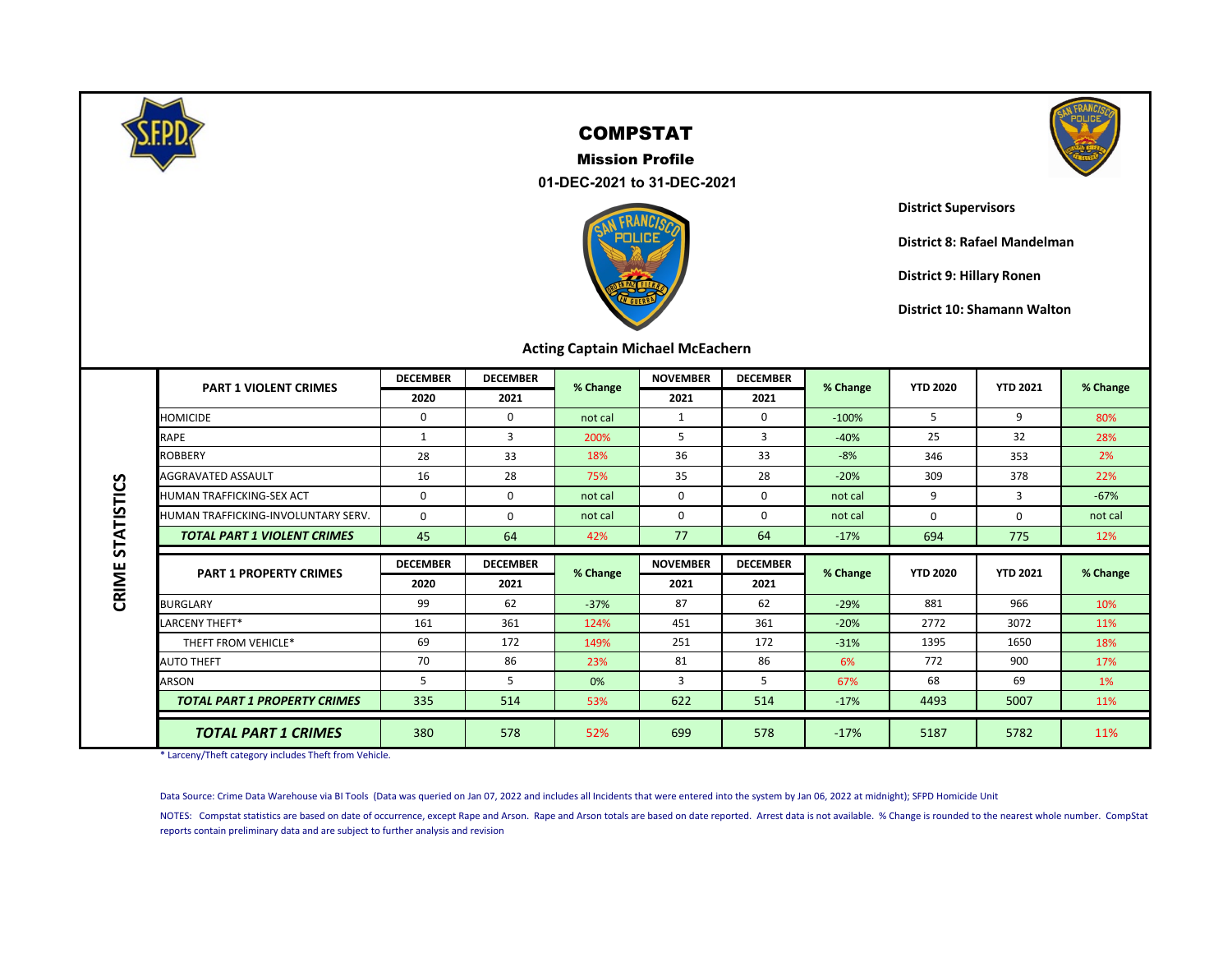# COMPSTAT

## Mission Profile

### 01-DEC-2021 to 31-DEC-2021

**District Supervisors**

**District 8: Rafael Mandelman**

**District 9: Hillary Ronen**

**District 10: Shamann Walton**

**Acting Captain Michael McEachern**

**CRIME STATISTICS**

| PART 1 VIOLENT CRIMES | DECEMBER 2020 | DECEMBER 2021 | % Change | NOVEMBER 2021 | DECEMBER 2021 | % Change | YTD 2020 | YTD 2021 | % Change |
|---|---|---|---|---|---|---|---|---|---|
| HOMICIDE | 0 | 0 | not cal | 1 | 0 | -100% | 5 | 9 | 80% |
| RAPE | 1 | 3 | 200% | 5 | 3 | -40% | 25 | 32 | 28% |
| ROBBERY | 28 | 33 | 18% | 36 | 33 | -8% | 346 | 353 | 2% |
| AGGRAVATED ASSAULT | 16 | 28 | 75% | 35 | 28 | -20% | 309 | 378 | 22% |
| HUMAN TRAFFICKING-SEX ACT | 0 | 0 | not cal | 0 | 0 | not cal | 9 | 3 | -67% |
| HUMAN TRAFFICKING-INVOLUNTARY SERV. | 0 | 0 | not cal | 0 | 0 | not cal | 0 | 0 | not cal |
| ***TOTAL PART 1 VIOLENT CRIMES*** | 45 | 64 | 42% | 77 | 64 | -17% | 694 | 775 | 12% |

| PART 1 PROPERTY CRIMES | DECEMBER 2020 | DECEMBER 2021 | % Change | NOVEMBER 2021 | DECEMBER 2021 | % Change | YTD 2020 | YTD 2021 | % Change |
|---|---|---|---|---|---|---|---|---|---|
| BURGLARY | 99 | 62 | -37% | 87 | 62 | -29% | 881 | 966 | 10% |
| LARCENY THEFT* | 161 | 361 | 124% | 451 | 361 | -20% | 2772 | 3072 | 11% |
| THEFT FROM VEHICLE* | 69 | 172 | 149% | 251 | 172 | -31% | 1395 | 1650 | 18% |
| AUTO THEFT | 70 | 86 | 23% | 81 | 86 | 6% | 772 | 900 | 17% |
| ARSON | 5 | 5 | 0% | 3 | 5 | 67% | 68 | 69 | 1% |
| ***TOTAL PART 1 PROPERTY CRIMES*** | 335 | 514 | 53% | 622 | 514 | -17% | 4493 | 5007 | 11% |
| ***TOTAL PART 1 CRIMES*** | 380 | 578 | 52% | 699 | 578 | -17% | 5187 | 5782 | 11% |

* Larceny/Theft category includes Theft from Vehicle.

Data Source: Crime Data Warehouse via BI Tools (Data was queried on Jan 07, 2022 and includes all Incidents that were entered into the system by Jan 06, 2022 at midnight); SFPD Homicide Unit

NOTES: Compstat statistics are based on date of occurrence, except Rape and Arson. Rape and Arson totals are based on date reported. Arrest data is not available. % Change is rounded to the nearest whole number. CompStat reports contain preliminary data and are subject to further analysis and revision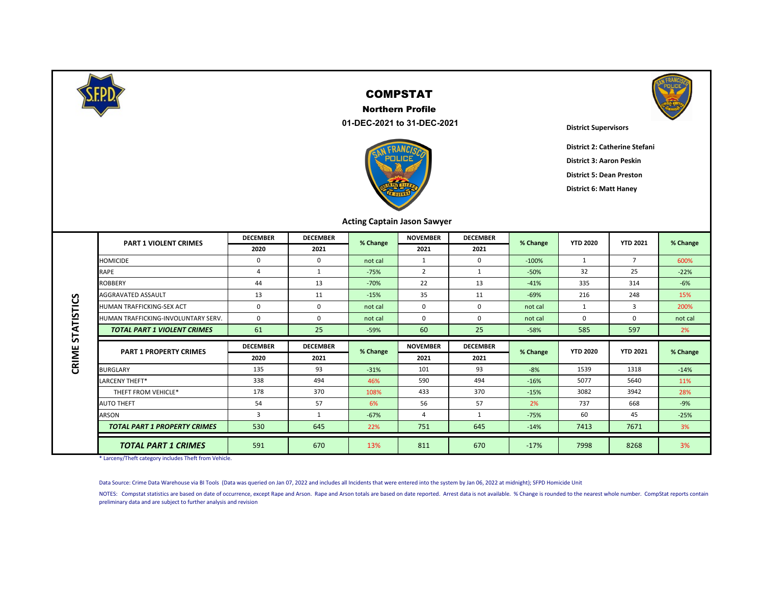# COMPSTAT

## Northern Profile

### 01-DEC-2021 to 31-DEC-2021

**District Supervisors**

**District 2: Catherine Stefani**

**District 3: Aaron Peskin**

**District 5: Dean Preston**

**District 6: Matt Haney**

**Acting Captain Jason Sawyer**

## CRIME STATISTICS

| PART 1 VIOLENT CRIMES | DECEMBER 2020 | DECEMBER 2021 | % Change | NOVEMBER 2021 | DECEMBER 2021 | % Change | YTD 2020 | YTD 2021 | % Change |
|---|---|---|---|---|---|---|---|---|---|
| HOMICIDE | 0 | 0 | not cal | 1 | 0 | -100% | 1 | 7 | 600% |
| RAPE | 4 | 1 | -75% | 2 | 1 | -50% | 32 | 25 | -22% |
| ROBBERY | 44 | 13 | -70% | 22 | 13 | -41% | 335 | 314 | -6% |
| AGGRAVATED ASSAULT | 13 | 11 | -15% | 35 | 11 | -69% | 216 | 248 | 15% |
| HUMAN TRAFFICKING-SEX ACT | 0 | 0 | not cal | 0 | 0 | not cal | 1 | 3 | 200% |
| HUMAN TRAFFICKING-INVOLUNTARY SERV. | 0 | 0 | not cal | 0 | 0 | not cal | 0 | 0 | not cal |
| ***TOTAL PART 1 VIOLENT CRIMES*** | 61 | 25 | -59% | 60 | 25 | -58% | 585 | 597 | 2% |

| PART 1 PROPERTY CRIMES | DECEMBER 2020 | DECEMBER 2021 | % Change | NOVEMBER 2021 | DECEMBER 2021 | % Change | YTD 2020 | YTD 2021 | % Change |
|---|---|---|---|---|---|---|---|---|---|
| BURGLARY | 135 | 93 | -31% | 101 | 93 | -8% | 1539 | 1318 | -14% |
| LARCENY THEFT* | 338 | 494 | 46% | 590 | 494 | -16% | 5077 | 5640 | 11% |
| THEFT FROM VEHICLE* | 178 | 370 | 108% | 433 | 370 | -15% | 3082 | 3942 | 28% |
| AUTO THEFT | 54 | 57 | 6% | 56 | 57 | 2% | 737 | 668 | -9% |
| ARSON | 3 | 1 | -67% | 4 | 1 | -75% | 60 | 45 | -25% |
| ***TOTAL PART 1 PROPERTY CRIMES*** | 530 | 645 | 22% | 751 | 645 | -14% | 7413 | 7671 | 3% |
| ***TOTAL PART 1 CRIMES*** | 591 | 670 | 13% | 811 | 670 | -17% | 7998 | 8268 | 3% |

* Larceny/Theft category includes Theft from Vehicle.

Data Source: Crime Data Warehouse via BI Tools (Data was queried on Jan 07, 2022 and includes all Incidents that were entered into the system by Jan 06, 2022 at midnight); SFPD Homicide Unit

NOTES: Compstat statistics are based on date of occurrence, except Rape and Arson. Rape and Arson totals are based on date reported. Arrest data is not available. % Change is rounded to the nearest whole number. CompStat reports contain preliminary data and are subject to further analysis and revision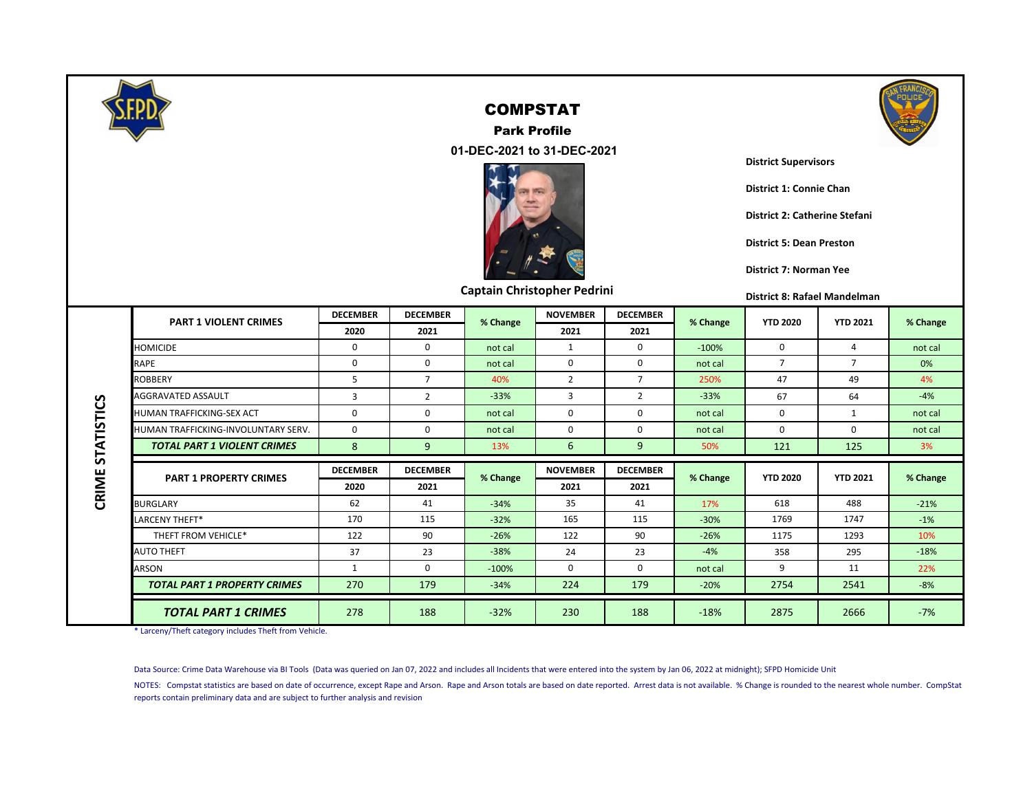# COMPSTAT

## Park Profile

### 01-DEC-2021 to 31-DEC-2021

**Captain Christopher Pedrini**

**District Supervisors**

**District 1: Connie Chan**

**District 2: Catherine Stefani**

**District 5: Dean Preston**

**District 7: Norman Yee**

**District 8: Rafael Mandelman**

## CRIME STATISTICS

| PART 1 VIOLENT CRIMES | DECEMBER 2020 | DECEMBER 2021 | % Change | NOVEMBER 2021 | DECEMBER 2021 | % Change | YTD 2020 | YTD 2021 | % Change |
|---|---|---|---|---|---|---|---|---|---|
| HOMICIDE | 0 | 0 | not cal | 1 | 0 | -100% | 0 | 4 | not cal |
| RAPE | 0 | 0 | not cal | 0 | 0 | not cal | 7 | 7 | 0% |
| ROBBERY | 5 | 7 | 40% | 2 | 7 | 250% | 47 | 49 | 4% |
| AGGRAVATED ASSAULT | 3 | 2 | -33% | 3 | 2 | -33% | 67 | 64 | -4% |
| HUMAN TRAFFICKING-SEX ACT | 0 | 0 | not cal | 0 | 0 | not cal | 0 | 1 | not cal |
| HUMAN TRAFFICKING-INVOLUNTARY SERV. | 0 | 0 | not cal | 0 | 0 | not cal | 0 | 0 | not cal |
| ***TOTAL PART 1 VIOLENT CRIMES*** | 8 | 9 | 13% | 6 | 9 | 50% | 121 | 125 | 3% |

| PART 1 PROPERTY CRIMES | DECEMBER 2020 | DECEMBER 2021 | % Change | NOVEMBER 2021 | DECEMBER 2021 | % Change | YTD 2020 | YTD 2021 | % Change |
|---|---|---|---|---|---|---|---|---|---|
| BURGLARY | 62 | 41 | -34% | 35 | 41 | 17% | 618 | 488 | -21% |
| LARCENY THEFT* | 170 | 115 | -32% | 165 | 115 | -30% | 1769 | 1747 | -1% |
| THEFT FROM VEHICLE* | 122 | 90 | -26% | 122 | 90 | -26% | 1175 | 1293 | 10% |
| AUTO THEFT | 37 | 23 | -38% | 24 | 23 | -4% | 358 | 295 | -18% |
| ARSON | 1 | 0 | -100% | 0 | 0 | not cal | 9 | 11 | 22% |
| ***TOTAL PART 1 PROPERTY CRIMES*** | 270 | 179 | -34% | 224 | 179 | -20% | 2754 | 2541 | -8% |
| ***TOTAL PART 1 CRIMES*** | 278 | 188 | -32% | 230 | 188 | -18% | 2875 | 2666 | -7% |

* Larceny/Theft category includes Theft from Vehicle.

Data Source: Crime Data Warehouse via BI Tools (Data was queried on Jan 07, 2022 and includes all Incidents that were entered into the system by Jan 06, 2022 at midnight); SFPD Homicide Unit

NOTES: Compstat statistics are based on date of occurrence, except Rape and Arson. Rape and Arson totals are based on date reported. Arrest data is not available. % Change is rounded to the nearest whole number. CompStat reports contain preliminary data and are subject to further analysis and revision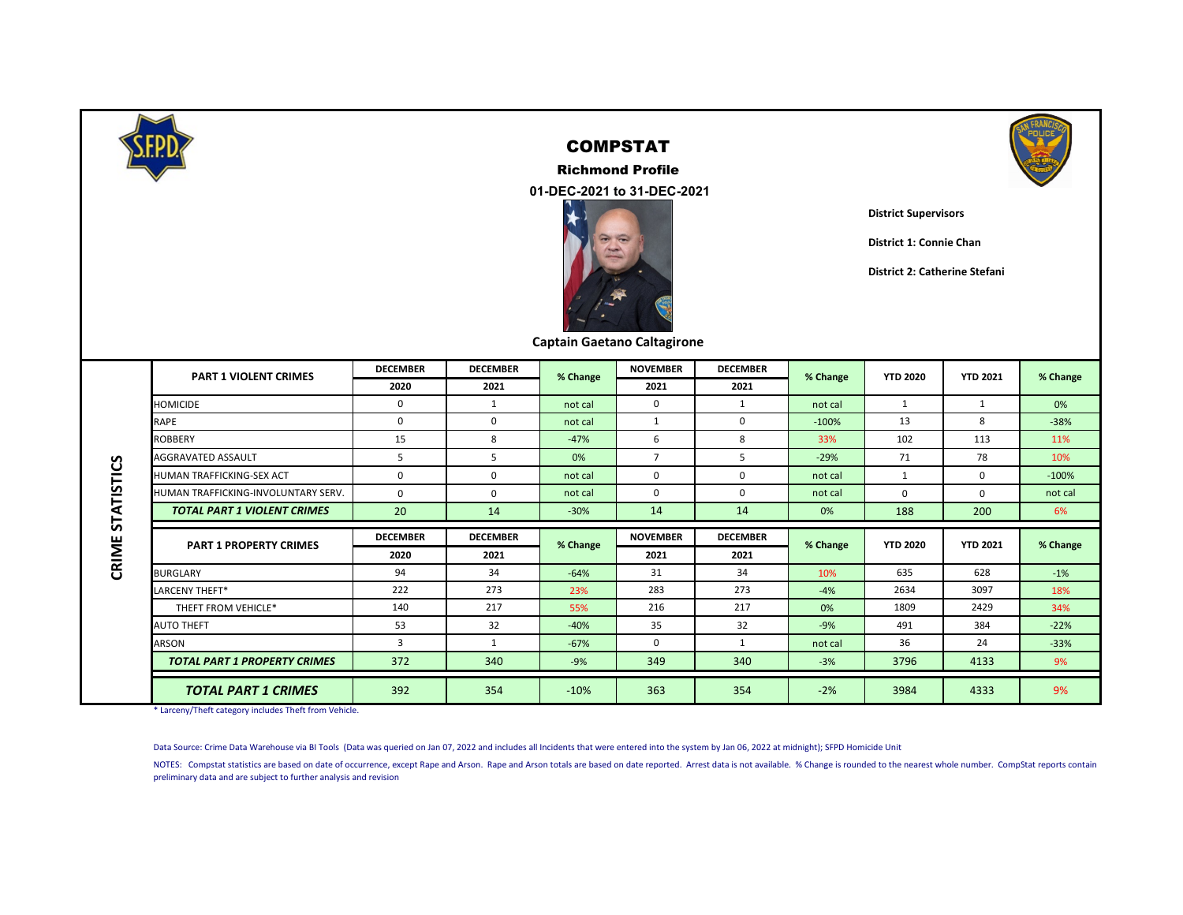# COMPSTAT

### Richmond Profile

### 01-DEC-2021 to 31-DEC-2021

**Captain Gaetano Caltagirone**

**District Supervisors**

**District 1: Connie Chan**

**District 2: Catherine Stefani**

## CRIME STATISTICS

| PART 1 VIOLENT CRIMES | DECEMBER 2020 | DECEMBER 2021 | % Change | NOVEMBER 2021 | DECEMBER 2021 | % Change | YTD 2020 | YTD 2021 | % Change |
|---|---|---|---|---|---|---|---|---|---|
| HOMICIDE | 0 | 1 | not cal | 0 | 1 | not cal | 1 | 1 | 0% |
| RAPE | 0 | 0 | not cal | 1 | 0 | -100% | 13 | 8 | -38% |
| ROBBERY | 15 | 8 | -47% | 6 | 8 | 33% | 102 | 113 | 11% |
| AGGRAVATED ASSAULT | 5 | 5 | 0% | 7 | 5 | -29% | 71 | 78 | 10% |
| HUMAN TRAFFICKING-SEX ACT | 0 | 0 | not cal | 0 | 0 | not cal | 1 | 0 | -100% |
| HUMAN TRAFFICKING-INVOLUNTARY SERV. | 0 | 0 | not cal | 0 | 0 | not cal | 0 | 0 | not cal |
| ***TOTAL PART 1 VIOLENT CRIMES*** | 20 | 14 | -30% | 14 | 14 | 0% | 188 | 200 | 6% |

| PART 1 PROPERTY CRIMES | DECEMBER 2020 | DECEMBER 2021 | % Change | NOVEMBER 2021 | DECEMBER 2021 | % Change | YTD 2020 | YTD 2021 | % Change |
|---|---|---|---|---|---|---|---|---|---|
| BURGLARY | 94 | 34 | -64% | 31 | 34 | 10% | 635 | 628 | -1% |
| LARCENY THEFT* | 222 | 273 | 23% | 283 | 273 | -4% | 2634 | 3097 | 18% |
| THEFT FROM VEHICLE* | 140 | 217 | 55% | 216 | 217 | 0% | 1809 | 2429 | 34% |
| AUTO THEFT | 53 | 32 | -40% | 35 | 32 | -9% | 491 | 384 | -22% |
| ARSON | 3 | 1 | -67% | 0 | 1 | not cal | 36 | 24 | -33% |
| ***TOTAL PART 1 PROPERTY CRIMES*** | 372 | 340 | -9% | 349 | 340 | -3% | 3796 | 4133 | 9% |
| ***TOTAL PART 1 CRIMES*** | 392 | 354 | -10% | 363 | 354 | -2% | 3984 | 4333 | 9% |

* Larceny/Theft category includes Theft from Vehicle.

Data Source: Crime Data Warehouse via BI Tools (Data was queried on Jan 07, 2022 and includes all Incidents that were entered into the system by Jan 06, 2022 at midnight); SFPD Homicide Unit

NOTES: Compstat statistics are based on date of occurrence, except Rape and Arson. Rape and Arson totals are based on date reported. Arrest data is not available. % Change is rounded to the nearest whole number. CompStat reports contain preliminary data and are subject to further analysis and revision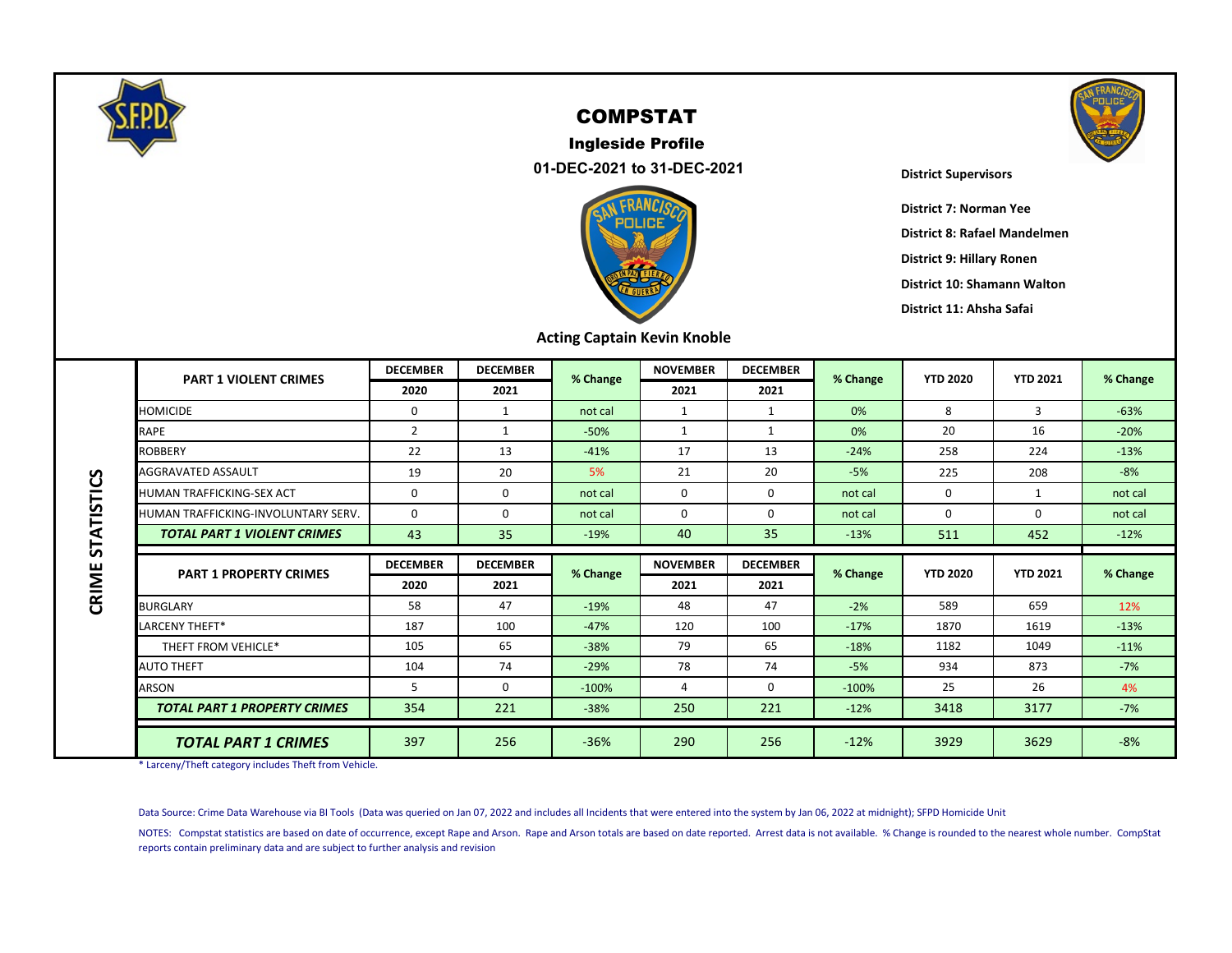# COMPSTAT

## Ingleside Profile

### 01-DEC-2021 to 31-DEC-2021

**Acting Captain Kevin Knoble**

**District Supervisors**

**District 7: Norman Yee**

**District 8: Rafael Mandelmen**

**District 9: Hillary Ronen**

**District 10: Shamann Walton**

**District 11: Ahsha Safai**

## CRIME STATISTICS

| PART 1 VIOLENT CRIMES | DECEMBER 2020 | DECEMBER 2021 | % Change | NOVEMBER 2021 | DECEMBER 2021 | % Change | YTD 2020 | YTD 2021 | % Change |
|---|---|---|---|---|---|---|---|---|---|
| HOMICIDE | 0 | 1 | not cal | 1 | 1 | 0% | 8 | 3 | -63% |
| RAPE | 2 | 1 | -50% | 1 | 1 | 0% | 20 | 16 | -20% |
| ROBBERY | 22 | 13 | -41% | 17 | 13 | -24% | 258 | 224 | -13% |
| AGGRAVATED ASSAULT | 19 | 20 | 5% | 21 | 20 | -5% | 225 | 208 | -8% |
| HUMAN TRAFFICKING-SEX ACT | 0 | 0 | not cal | 0 | 0 | not cal | 0 | 1 | not cal |
| HUMAN TRAFFICKING-INVOLUNTARY SERV. | 0 | 0 | not cal | 0 | 0 | not cal | 0 | 0 | not cal |
| ***TOTAL PART 1 VIOLENT CRIMES*** | 43 | 35 | -19% | 40 | 35 | -13% | 511 | 452 | -12% |

| PART 1 PROPERTY CRIMES | DECEMBER 2020 | DECEMBER 2021 | % Change | NOVEMBER 2021 | DECEMBER 2021 | % Change | YTD 2020 | YTD 2021 | % Change |
|---|---|---|---|---|---|---|---|---|---|
| BURGLARY | 58 | 47 | -19% | 48 | 47 | -2% | 589 | 659 | 12% |
| LARCENY THEFT* | 187 | 100 | -47% | 120 | 100 | -17% | 1870 | 1619 | -13% |
| THEFT FROM VEHICLE* | 105 | 65 | -38% | 79 | 65 | -18% | 1182 | 1049 | -11% |
| AUTO THEFT | 104 | 74 | -29% | 78 | 74 | -5% | 934 | 873 | -7% |
| ARSON | 5 | 0 | -100% | 4 | 0 | -100% | 25 | 26 | 4% |
| ***TOTAL PART 1 PROPERTY CRIMES*** | 354 | 221 | -38% | 250 | 221 | -12% | 3418 | 3177 | -7% |
| ***TOTAL PART 1 CRIMES*** | 397 | 256 | -36% | 290 | 256 | -12% | 3929 | 3629 | -8% |

* Larceny/Theft category includes Theft from Vehicle.

Data Source: Crime Data Warehouse via BI Tools (Data was queried on Jan 07, 2022 and includes all Incidents that were entered into the system by Jan 06, 2022 at midnight); SFPD Homicide Unit

NOTES: Compstat statistics are based on date of occurrence, except Rape and Arson. Rape and Arson totals are based on date reported. Arrest data is not available. % Change is rounded to the nearest whole number. CompStat reports contain preliminary data and are subject to further analysis and revision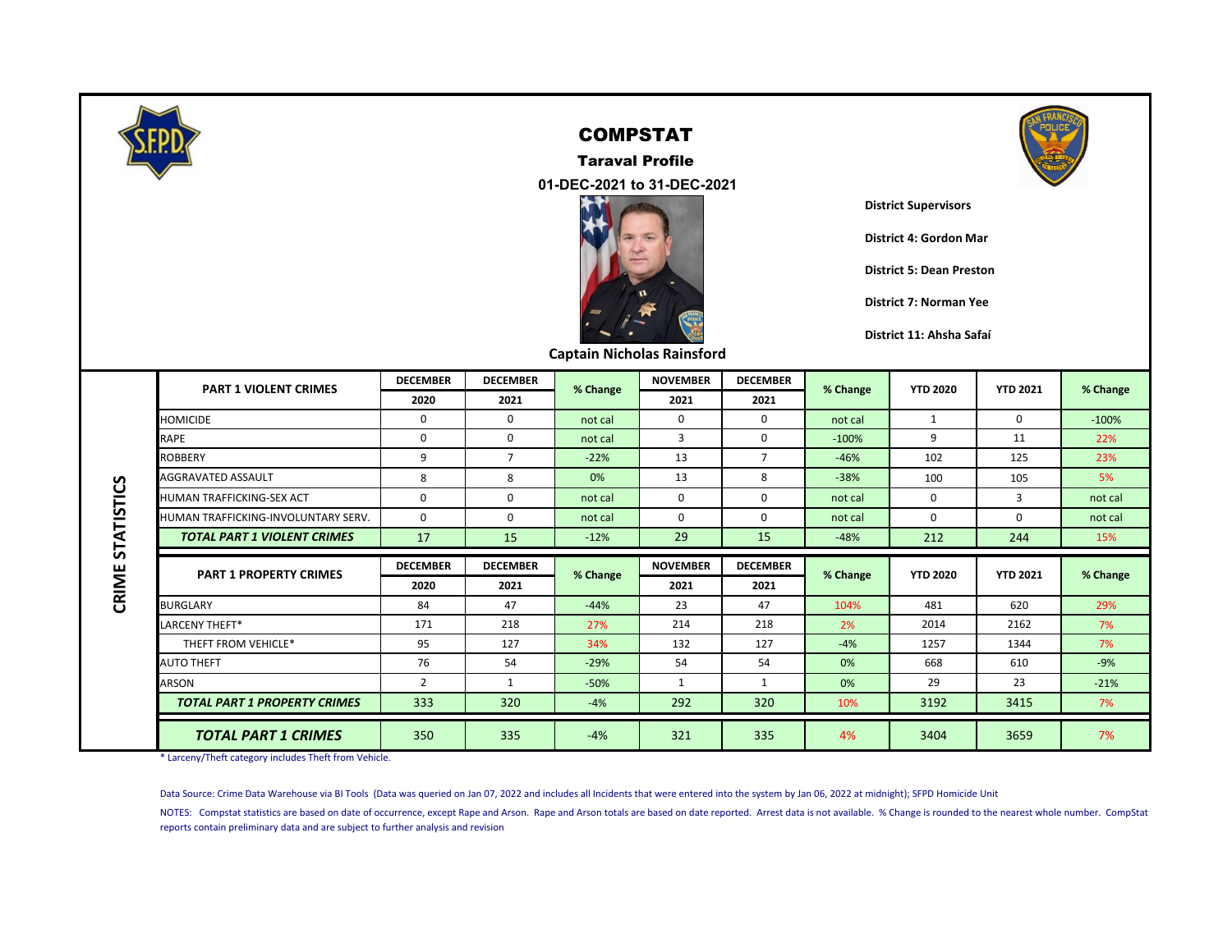# COMPSTAT

## Taraval Profile

### 01-DEC-2021 to 31-DEC-2021

**Captain Nicholas Rainsford**

**District Supervisors**

**District 4: Gordon Mar**

**District 5: Dean Preston**

**District 7: Norman Yee**

**District 11: Ahsha Safaí**

**CRIME STATISTICS**

| PART 1 VIOLENT CRIMES | DECEMBER 2020 | DECEMBER 2021 | % Change | NOVEMBER 2021 | DECEMBER 2021 | % Change | YTD 2020 | YTD 2021 | % Change |
|---|---|---|---|---|---|---|---|---|---|
| HOMICIDE | 0 | 0 | not cal | 0 | 0 | not cal | 1 | 0 | -100% |
| RAPE | 0 | 0 | not cal | 3 | 0 | -100% | 9 | 11 | 22% |
| ROBBERY | 9 | 7 | -22% | 13 | 7 | -46% | 102 | 125 | 23% |
| AGGRAVATED ASSAULT | 8 | 8 | 0% | 13 | 8 | -38% | 100 | 105 | 5% |
| HUMAN TRAFFICKING-SEX ACT | 0 | 0 | not cal | 0 | 0 | not cal | 0 | 3 | not cal |
| HUMAN TRAFFICKING-INVOLUNTARY SERV. | 0 | 0 | not cal | 0 | 0 | not cal | 0 | 0 | not cal |
| ***TOTAL PART 1 VIOLENT CRIMES*** | 17 | 15 | -12% | 29 | 15 | -48% | 212 | 244 | 15% |

| PART 1 PROPERTY CRIMES | DECEMBER 2020 | DECEMBER 2021 | % Change | NOVEMBER 2021 | DECEMBER 2021 | % Change | YTD 2020 | YTD 2021 | % Change |
|---|---|---|---|---|---|---|---|---|---|
| BURGLARY | 84 | 47 | -44% | 23 | 47 | 104% | 481 | 620 | 29% |
| LARCENY THEFT* | 171 | 218 | 27% | 214 | 218 | 2% | 2014 | 2162 | 7% |
| THEFT FROM VEHICLE* | 95 | 127 | 34% | 132 | 127 | -4% | 1257 | 1344 | 7% |
| AUTO THEFT | 76 | 54 | -29% | 54 | 54 | 0% | 668 | 610 | -9% |
| ARSON | 2 | 1 | -50% | 1 | 1 | 0% | 29 | 23 | -21% |
| ***TOTAL PART 1 PROPERTY CRIMES*** | 333 | 320 | -4% | 292 | 320 | 10% | 3192 | 3415 | 7% |
| ***TOTAL PART 1 CRIMES*** | 350 | 335 | -4% | 321 | 335 | 4% | 3404 | 3659 | 7% |

* Larceny/Theft category includes Theft from Vehicle.

Data Source: Crime Data Warehouse via BI Tools (Data was queried on Jan 07, 2022 and includes all Incidents that were entered into the system by Jan 06, 2022 at midnight); SFPD Homicide Unit

NOTES: Compstat statistics are based on date of occurrence, except Rape and Arson. Rape and Arson totals are based on date reported. Arrest data is not available. % Change is rounded to the nearest whole number. CompStat reports contain preliminary data and are subject to further analysis and revision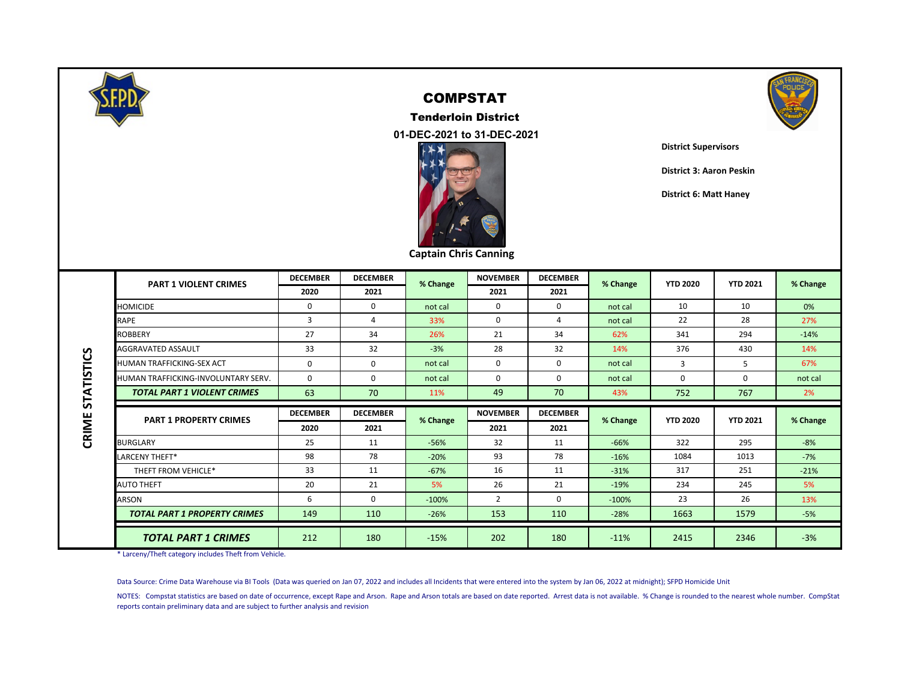# COMPSTAT

## Tenderloin District

### 01-DEC-2021 to 31-DEC-2021

**Captain Chris Canning**

**District Supervisors**

**District 3: Aaron Peskin**

**District 6: Matt Haney**

**CRIME STATISTICS**

| PART 1 VIOLENT CRIMES | DECEMBER 2020 | DECEMBER 2021 | % Change | NOVEMBER 2021 | DECEMBER 2021 | % Change | YTD 2020 | YTD 2021 | % Change |
|---|---|---|---|---|---|---|---|---|---|
| HOMICIDE | 0 | 0 | not cal | 0 | 0 | not cal | 10 | 10 | 0% |
| RAPE | 3 | 4 | 33% | 0 | 4 | not cal | 22 | 28 | 27% |
| ROBBERY | 27 | 34 | 26% | 21 | 34 | 62% | 341 | 294 | -14% |
| AGGRAVATED ASSAULT | 33 | 32 | -3% | 28 | 32 | 14% | 376 | 430 | 14% |
| HUMAN TRAFFICKING-SEX ACT | 0 | 0 | not cal | 0 | 0 | not cal | 3 | 5 | 67% |
| HUMAN TRAFFICKING-INVOLUNTARY SERV. | 0 | 0 | not cal | 0 | 0 | not cal | 0 | 0 | not cal |
| ***TOTAL PART 1 VIOLENT CRIMES*** | 63 | 70 | 11% | 49 | 70 | 43% | 752 | 767 | 2% |

| PART 1 PROPERTY CRIMES | DECEMBER 2020 | DECEMBER 2021 | % Change | NOVEMBER 2021 | DECEMBER 2021 | % Change | YTD 2020 | YTD 2021 | % Change |
|---|---|---|---|---|---|---|---|---|---|
| BURGLARY | 25 | 11 | -56% | 32 | 11 | -66% | 322 | 295 | -8% |
| LARCENY THEFT* | 98 | 78 | -20% | 93 | 78 | -16% | 1084 | 1013 | -7% |
| THEFT FROM VEHICLE* | 33 | 11 | -67% | 16 | 11 | -31% | 317 | 251 | -21% |
| AUTO THEFT | 20 | 21 | 5% | 26 | 21 | -19% | 234 | 245 | 5% |
| ARSON | 6 | 0 | -100% | 2 | 0 | -100% | 23 | 26 | 13% |
| ***TOTAL PART 1 PROPERTY CRIMES*** | 149 | 110 | -26% | 153 | 110 | -28% | 1663 | 1579 | -5% |
| ***TOTAL PART 1 CRIMES*** | 212 | 180 | -15% | 202 | 180 | -11% | 2415 | 2346 | -3% |

* Larceny/Theft category includes Theft from Vehicle.

Data Source: Crime Data Warehouse via BI Tools (Data was queried on Jan 07, 2022 and includes all Incidents that were entered into the system by Jan 06, 2022 at midnight); SFPD Homicide Unit

NOTES: Compstat statistics are based on date of occurrence, except Rape and Arson. Rape and Arson totals are based on date reported. Arrest data is not available. % Change is rounded to the nearest whole number. CompStat reports contain preliminary data and are subject to further analysis and revision